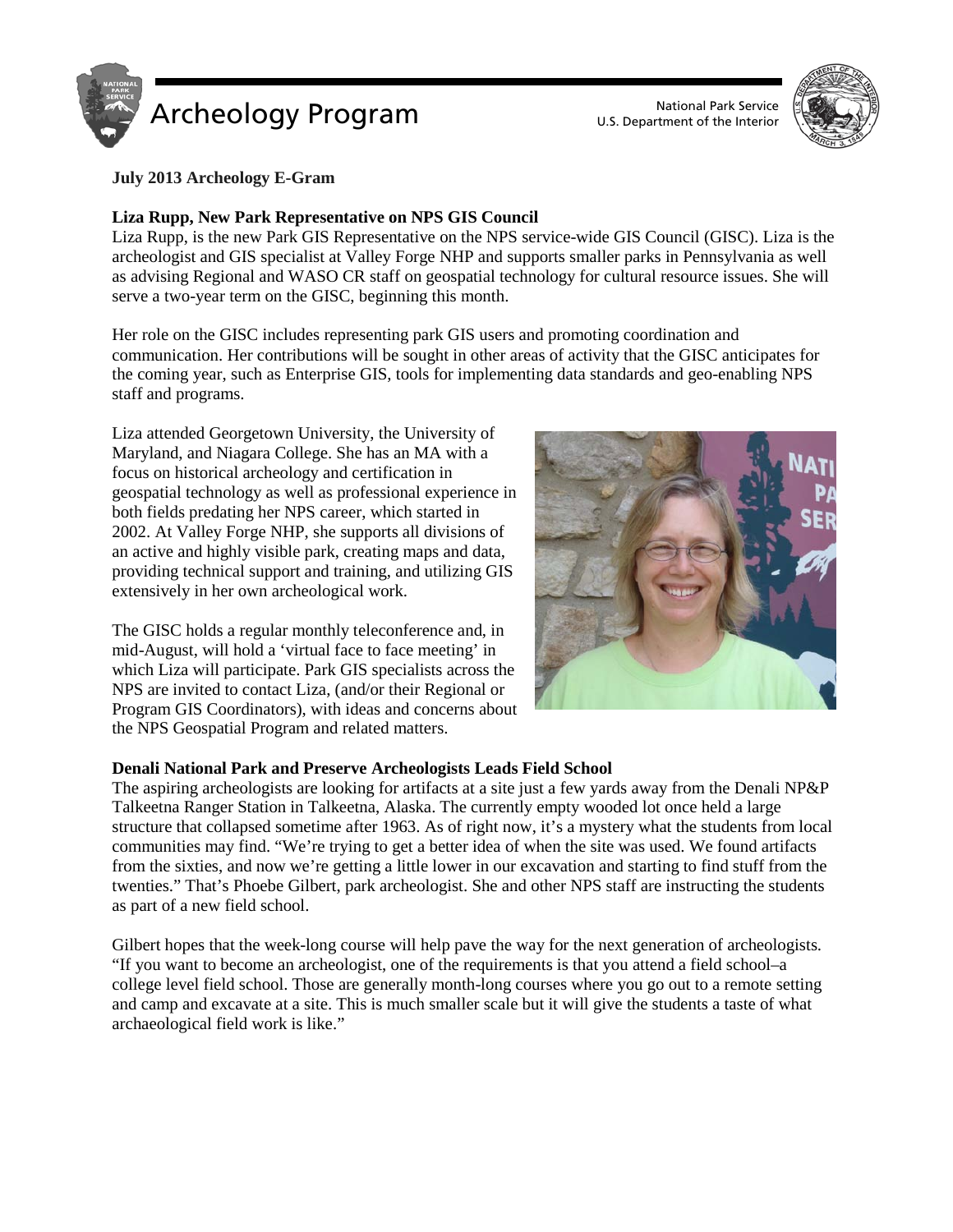# Archeology Program

National Park Service
U.S. Department of the Interior

**July 2013 Archeology E-Gram**

### Liza Rupp, New Park Representative on NPS GIS Council

Liza Rupp, is the new Park GIS Representative on the NPS service-wide GIS Council (GISC). Liza is the archeologist and GIS specialist at Valley Forge NHP and supports smaller parks in Pennsylvania as well as advising Regional and WASO CR staff on geospatial technology for cultural resource issues. She will serve a two-year term on the GISC, beginning this month.

Her role on the GISC includes representing park GIS users and promoting coordination and communication. Her contributions will be sought in other areas of activity that the GISC anticipates for the coming year, such as Enterprise GIS, tools for implementing data standards and geo-enabling NPS staff and programs.

Liza attended Georgetown University, the University of Maryland, and Niagara College. She has an MA with a focus on historical archeology and certification in geospatial technology as well as professional experience in both fields predating her NPS career, which started in 2002. At Valley Forge NHP, she supports all divisions of an active and highly visible park, creating maps and data, providing technical support and training, and utilizing GIS extensively in her own archeological work.

The GISC holds a regular monthly teleconference and, in mid-August, will hold a 'virtual face to face meeting' in which Liza will participate. Park GIS specialists across the NPS are invited to contact Liza, (and/or their Regional or Program GIS Coordinators), with ideas and concerns about the NPS Geospatial Program and related matters.

### Denali National Park and Preserve Archeologists Leads Field School

The aspiring archeologists are looking for artifacts at a site just a few yards away from the Denali NP&P Talkeetna Ranger Station in Talkeetna, Alaska. The currently empty wooded lot once held a large structure that collapsed sometime after 1963. As of right now, it's a mystery what the students from local communities may find. "We're trying to get a better idea of when the site was used. We found artifacts from the sixties, and now we're getting a little lower in our excavation and starting to find stuff from the twenties." That's Phoebe Gilbert, park archeologist. She and other NPS staff are instructing the students as part of a new field school.

Gilbert hopes that the week-long course will help pave the way for the next generation of archeologists. "If you want to become an archeologist, one of the requirements is that you attend a field school–a college level field school. Those are generally month-long courses where you go out to a remote setting and camp and excavate at a site. This is much smaller scale but it will give the students a taste of what archaeological field work is like."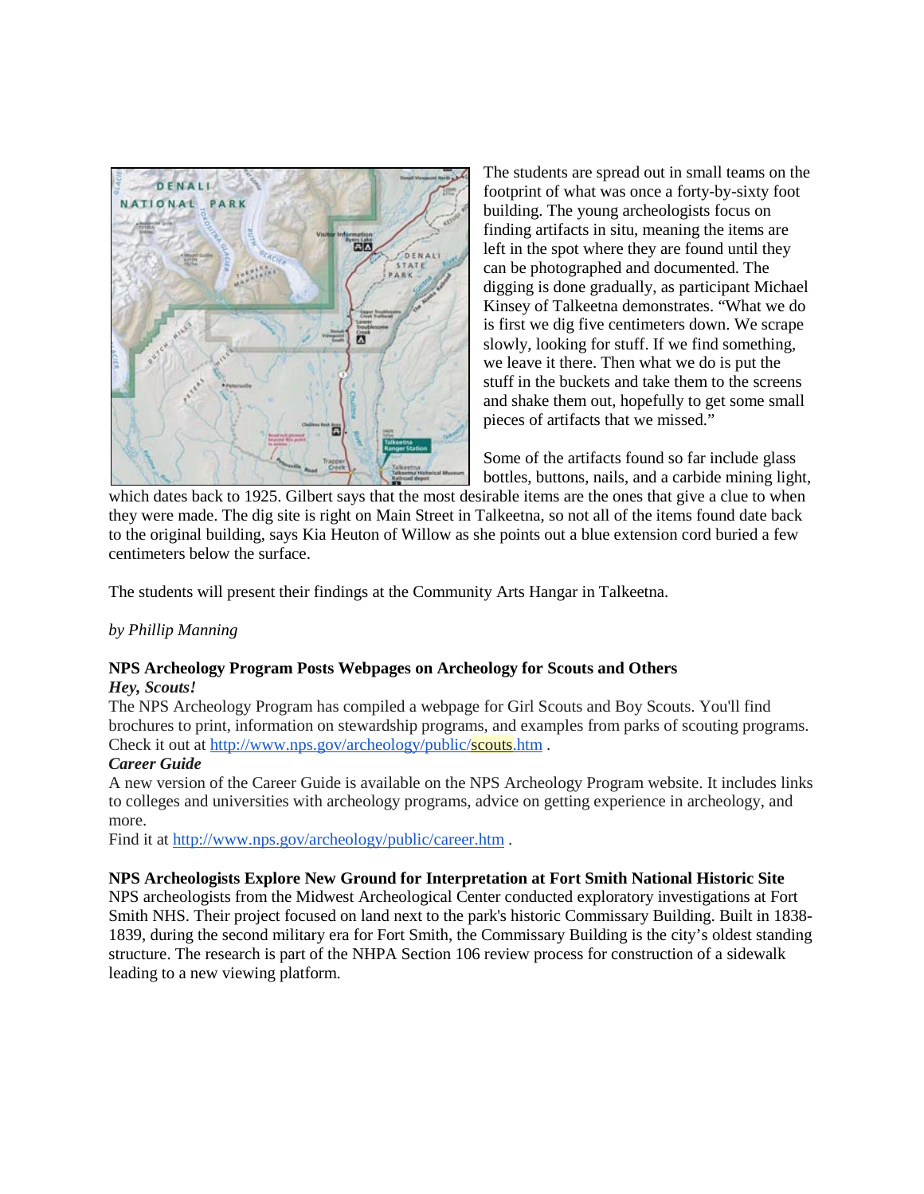The students are spread out in small teams on the footprint of what was once a forty-by-sixty foot building. The young archeologists focus on finding artifacts in situ, meaning the items are left in the spot where they are found until they can be photographed and documented. The digging is done gradually, as participant Michael Kinsey of Talkeetna demonstrates. "What we do is first we dig five centimeters down. We scrape slowly, looking for stuff. If we find something, we leave it there. Then what we do is put the stuff in the buckets and take them to the screens and shake them out, hopefully to get some small pieces of artifacts that we missed."

Some of the artifacts found so far include glass bottles, buttons, nails, and a carbide mining light, which dates back to 1925. Gilbert says that the most desirable items are the ones that give a clue to when they were made. The dig site is right on Main Street in Talkeetna, so not all of the items found date back to the original building, says Kia Heuton of Willow as she points out a blue extension cord buried a few centimeters below the surface.

The students will present their findings at the Community Arts Hangar in Talkeetna.

*by Phillip Manning*

**NPS Archeology Program Posts Webpages on Archeology for Scouts and Others**

***Hey, Scouts!***

The NPS Archeology Program has compiled a webpage for Girl Scouts and Boy Scouts. You'll find brochures to print, information on stewardship programs, and examples from parks of scouting programs. Check it out at http://www.nps.gov/archeology/public/scouts.htm .

***Career Guide***

A new version of the Career Guide is available on the NPS Archeology Program website. It includes links to colleges and universities with archeology programs, advice on getting experience in archeology, and more.

Find it at http://www.nps.gov/archeology/public/career.htm .

**NPS Archeologists Explore New Ground for Interpretation at Fort Smith National Historic Site**

NPS archeologists from the Midwest Archeological Center conducted exploratory investigations at Fort Smith NHS. Their project focused on land next to the park's historic Commissary Building. Built in 1838-1839, during the second military era for Fort Smith, the Commissary Building is the city's oldest standing structure. The research is part of the NHPA Section 106 review process for construction of a sidewalk leading to a new viewing platform.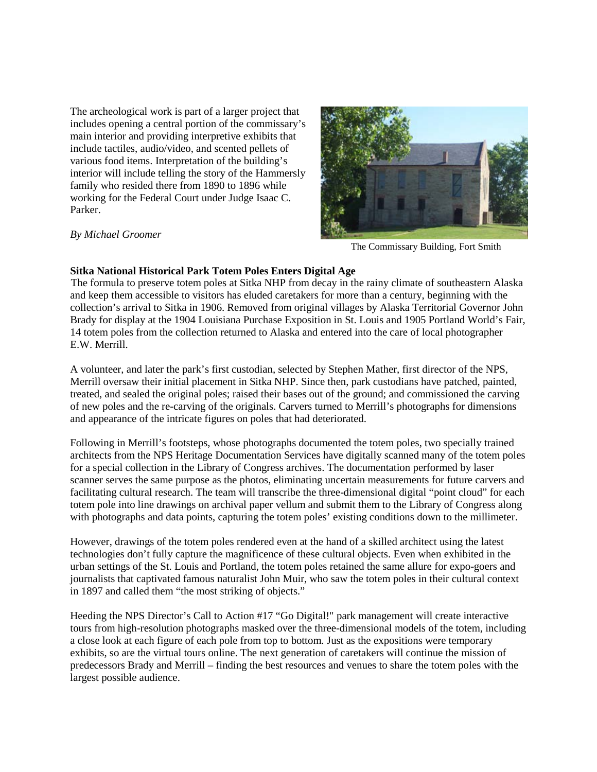The archeological work is part of a larger project that includes opening a central portion of the commissary's main interior and providing interpretive exhibits that include tactiles, audio/video, and scented pellets of various food items. Interpretation of the building's interior will include telling the story of the Hammersly family who resided there from 1890 to 1896 while working for the Federal Court under Judge Isaac C. Parker.

*By Michael Groomer*

The Commissary Building, Fort Smith

**Sitka National Historical Park Totem Poles Enters Digital Age**

The formula to preserve totem poles at Sitka NHP from decay in the rainy climate of southeastern Alaska and keep them accessible to visitors has eluded caretakers for more than a century, beginning with the collection's arrival to Sitka in 1906. Removed from original villages by Alaska Territorial Governor John Brady for display at the 1904 Louisiana Purchase Exposition in St. Louis and 1905 Portland World's Fair, 14 totem poles from the collection returned to Alaska and entered into the care of local photographer E.W. Merrill.

A volunteer, and later the park's first custodian, selected by Stephen Mather, first director of the NPS, Merrill oversaw their initial placement in Sitka NHP. Since then, park custodians have patched, painted, treated, and sealed the original poles; raised their bases out of the ground; and commissioned the carving of new poles and the re-carving of the originals. Carvers turned to Merrill's photographs for dimensions and appearance of the intricate figures on poles that had deteriorated.

Following in Merrill's footsteps, whose photographs documented the totem poles, two specially trained architects from the NPS Heritage Documentation Services have digitally scanned many of the totem poles for a special collection in the Library of Congress archives. The documentation performed by laser scanner serves the same purpose as the photos, eliminating uncertain measurements for future carvers and facilitating cultural research. The team will transcribe the three-dimensional digital "point cloud" for each totem pole into line drawings on archival paper vellum and submit them to the Library of Congress along with photographs and data points, capturing the totem poles' existing conditions down to the millimeter.

However, drawings of the totem poles rendered even at the hand of a skilled architect using the latest technologies don't fully capture the magnificence of these cultural objects. Even when exhibited in the urban settings of the St. Louis and Portland, the totem poles retained the same allure for expo-goers and journalists that captivated famous naturalist John Muir, who saw the totem poles in their cultural context in 1897 and called them "the most striking of objects."

Heeding the NPS Director's Call to Action #17 "Go Digital!" park management will create interactive tours from high-resolution photographs masked over the three-dimensional models of the totem, including a close look at each figure of each pole from top to bottom. Just as the expositions were temporary exhibits, so are the virtual tours online. The next generation of caretakers will continue the mission of predecessors Brady and Merrill – finding the best resources and venues to share the totem poles with the largest possible audience.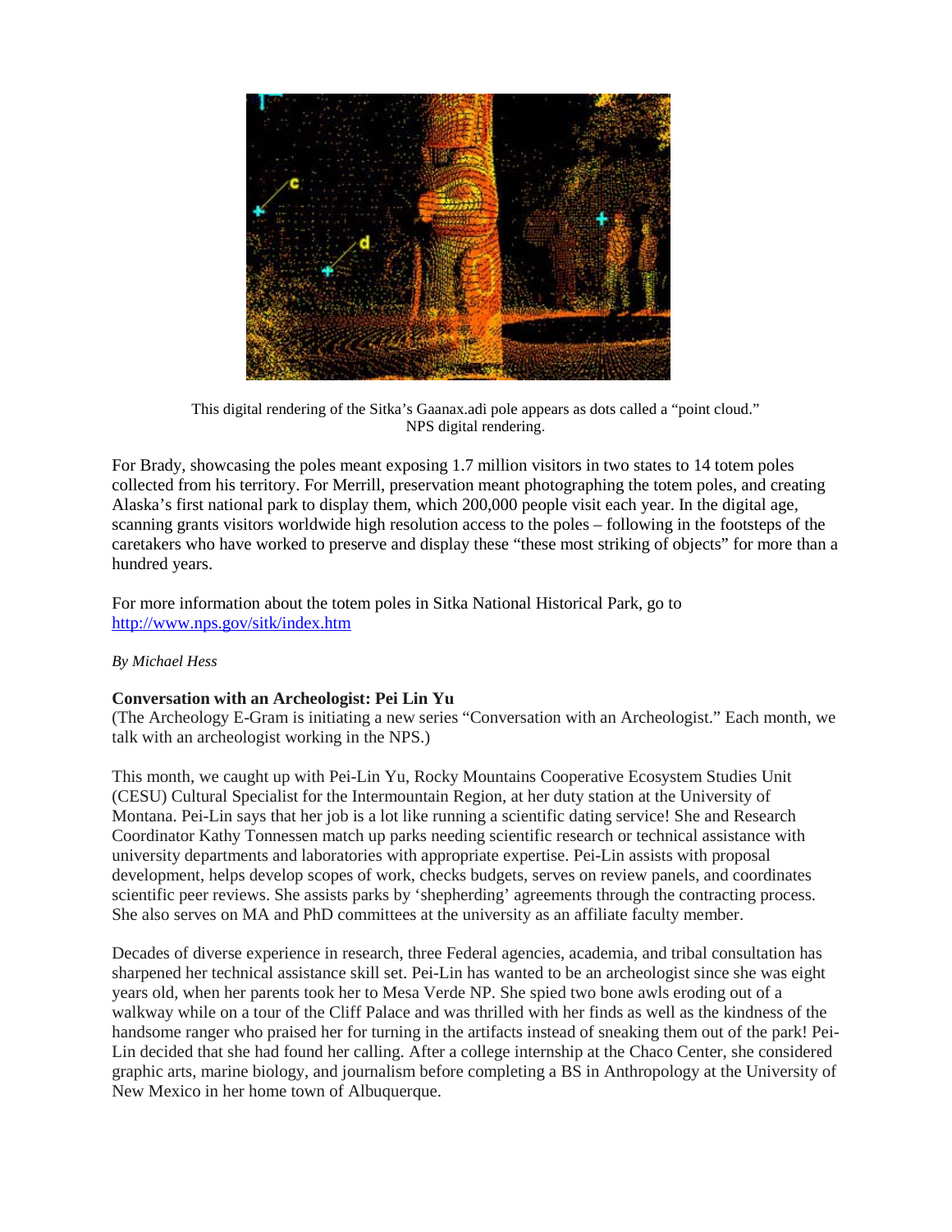This digital rendering of the Sitka's Gaanax.adi pole appears as dots called a "point cloud." NPS digital rendering.

For Brady, showcasing the poles meant exposing 1.7 million visitors in two states to 14 totem poles collected from his territory. For Merrill, preservation meant photographing the totem poles, and creating Alaska's first national park to display them, which 200,000 people visit each year. In the digital age, scanning grants visitors worldwide high resolution access to the poles – following in the footsteps of the caretakers who have worked to preserve and display these "these most striking of objects" for more than a hundred years.

For more information about the totem poles in Sitka National Historical Park, go to http://www.nps.gov/sitk/index.htm

*By Michael Hess*

**Conversation with an Archeologist: Pei Lin Yu**

(The Archeology E-Gram is initiating a new series "Conversation with an Archeologist." Each month, we talk with an archeologist working in the NPS.)

This month, we caught up with Pei-Lin Yu, Rocky Mountains Cooperative Ecosystem Studies Unit (CESU) Cultural Specialist for the Intermountain Region, at her duty station at the University of Montana. Pei-Lin says that her job is a lot like running a scientific dating service! She and Research Coordinator Kathy Tonnessen match up parks needing scientific research or technical assistance with university departments and laboratories with appropriate expertise. Pei-Lin assists with proposal development, helps develop scopes of work, checks budgets, serves on review panels, and coordinates scientific peer reviews. She assists parks by 'shepherding' agreements through the contracting process. She also serves on MA and PhD committees at the university as an affiliate faculty member.

Decades of diverse experience in research, three Federal agencies, academia, and tribal consultation has sharpened her technical assistance skill set. Pei-Lin has wanted to be an archeologist since she was eight years old, when her parents took her to Mesa Verde NP. She spied two bone awls eroding out of a walkway while on a tour of the Cliff Palace and was thrilled with her finds as well as the kindness of the handsome ranger who praised her for turning in the artifacts instead of sneaking them out of the park! Pei-Lin decided that she had found her calling. After a college internship at the Chaco Center, she considered graphic arts, marine biology, and journalism before completing a BS in Anthropology at the University of New Mexico in her home town of Albuquerque.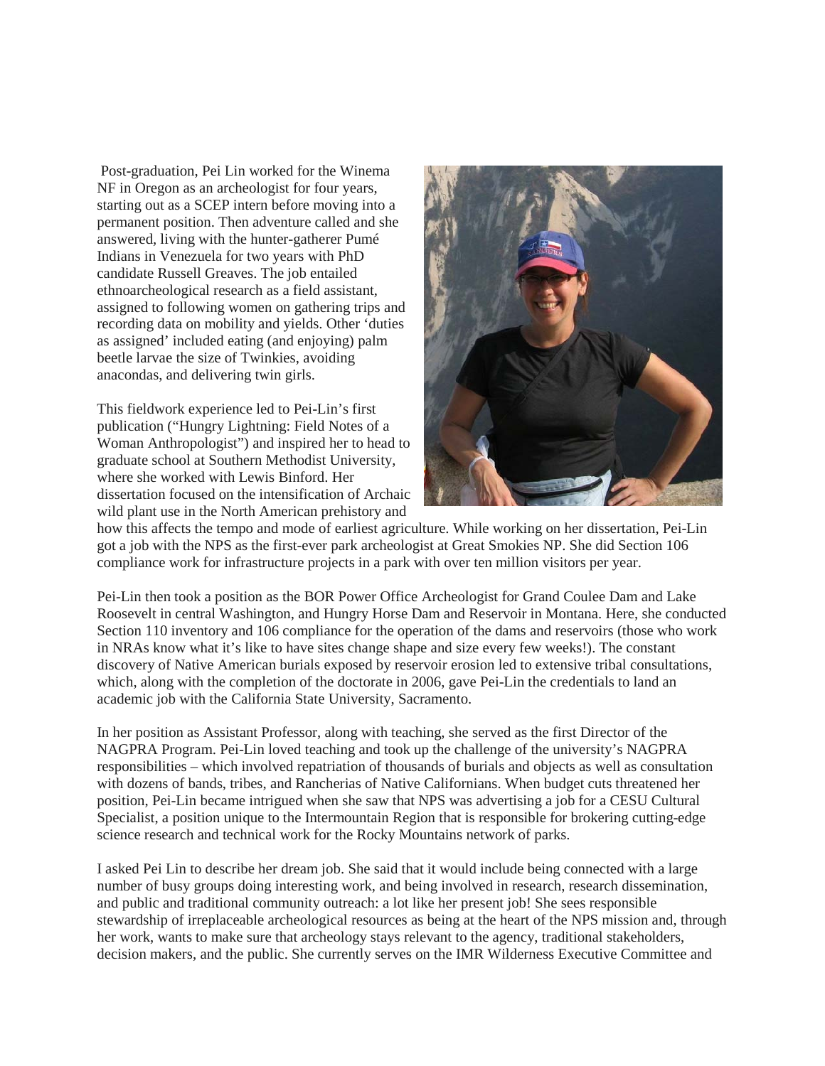Post-graduation, Pei Lin worked for the Winema NF in Oregon as an archeologist for four years, starting out as a SCEP intern before moving into a permanent position. Then adventure called and she answered, living with the hunter-gatherer Pumé Indians in Venezuela for two years with PhD candidate Russell Greaves. The job entailed ethnoarcheological research as a field assistant, assigned to following women on gathering trips and recording data on mobility and yields. Other 'duties as assigned' included eating (and enjoying) palm beetle larvae the size of Twinkies, avoiding anacondas, and delivering twin girls.

This fieldwork experience led to Pei-Lin's first publication ("Hungry Lightning: Field Notes of a Woman Anthropologist") and inspired her to head to graduate school at Southern Methodist University, where she worked with Lewis Binford. Her dissertation focused on the intensification of Archaic wild plant use in the North American prehistory and how this affects the tempo and mode of earliest agriculture. While working on her dissertation, Pei-Lin got a job with the NPS as the first-ever park archeologist at Great Smokies NP. She did Section 106 compliance work for infrastructure projects in a park with over ten million visitors per year.

Pei-Lin then took a position as the BOR Power Office Archeologist for Grand Coulee Dam and Lake Roosevelt in central Washington, and Hungry Horse Dam and Reservoir in Montana. Here, she conducted Section 110 inventory and 106 compliance for the operation of the dams and reservoirs (those who work in NRAs know what it's like to have sites change shape and size every few weeks!). The constant discovery of Native American burials exposed by reservoir erosion led to extensive tribal consultations, which, along with the completion of the doctorate in 2006, gave Pei-Lin the credentials to land an academic job with the California State University, Sacramento.

In her position as Assistant Professor, along with teaching, she served as the first Director of the NAGPRA Program. Pei-Lin loved teaching and took up the challenge of the university's NAGPRA responsibilities – which involved repatriation of thousands of burials and objects as well as consultation with dozens of bands, tribes, and Rancherias of Native Californians. When budget cuts threatened her position, Pei-Lin became intrigued when she saw that NPS was advertising a job for a CESU Cultural Specialist, a position unique to the Intermountain Region that is responsible for brokering cutting-edge science research and technical work for the Rocky Mountains network of parks.

I asked Pei Lin to describe her dream job. She said that it would include being connected with a large number of busy groups doing interesting work, and being involved in research, research dissemination, and public and traditional community outreach: a lot like her present job! She sees responsible stewardship of irreplaceable archeological resources as being at the heart of the NPS mission and, through her work, wants to make sure that archeology stays relevant to the agency, traditional stakeholders, decision makers, and the public. She currently serves on the IMR Wilderness Executive Committee and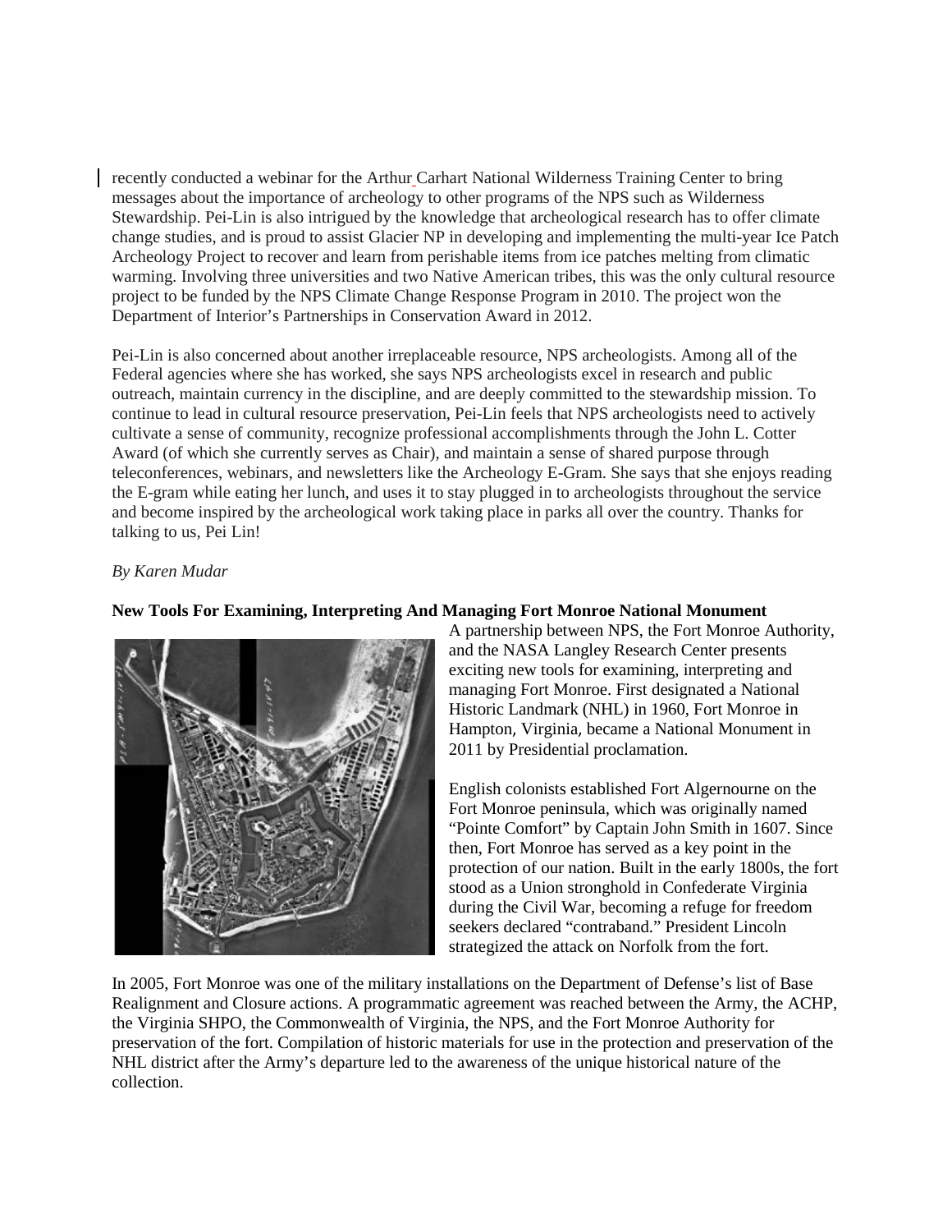recently conducted a webinar for the Arthur Carhart National Wilderness Training Center to bring messages about the importance of archeology to other programs of the NPS such as Wilderness Stewardship. Pei-Lin is also intrigued by the knowledge that archeological research has to offer climate change studies, and is proud to assist Glacier NP in developing and implementing the multi-year Ice Patch Archeology Project to recover and learn from perishable items from ice patches melting from climatic warming. Involving three universities and two Native American tribes, this was the only cultural resource project to be funded by the NPS Climate Change Response Program in 2010. The project won the Department of Interior's Partnerships in Conservation Award in 2012.

Pei-Lin is also concerned about another irreplaceable resource, NPS archeologists. Among all of the Federal agencies where she has worked, she says NPS archeologists excel in research and public outreach, maintain currency in the discipline, and are deeply committed to the stewardship mission. To continue to lead in cultural resource preservation, Pei-Lin feels that NPS archeologists need to actively cultivate a sense of community, recognize professional accomplishments through the John L. Cotter Award (of which she currently serves as Chair), and maintain a sense of shared purpose through teleconferences, webinars, and newsletters like the Archeology E-Gram. She says that she enjoys reading the E-gram while eating her lunch, and uses it to stay plugged in to archeologists throughout the service and become inspired by the archeological work taking place in parks all over the country. Thanks for talking to us, Pei Lin!

*By Karen Mudar*

**New Tools For Examining, Interpreting And Managing Fort Monroe National Monument**

A partnership between NPS, the Fort Monroe Authority, and the NASA Langley Research Center presents exciting new tools for examining, interpreting and managing Fort Monroe. First designated a National Historic Landmark (NHL) in 1960, Fort Monroe in Hampton, Virginia, became a National Monument in 2011 by Presidential proclamation.

English colonists established Fort Algernourne on the Fort Monroe peninsula, which was originally named "Pointe Comfort" by Captain John Smith in 1607. Since then, Fort Monroe has served as a key point in the protection of our nation. Built in the early 1800s, the fort stood as a Union stronghold in Confederate Virginia during the Civil War, becoming a refuge for freedom seekers declared "contraband." President Lincoln strategized the attack on Norfolk from the fort.

In 2005, Fort Monroe was one of the military installations on the Department of Defense's list of Base Realignment and Closure actions. A programmatic agreement was reached between the Army, the ACHP, the Virginia SHPO, the Commonwealth of Virginia, the NPS, and the Fort Monroe Authority for preservation of the fort. Compilation of historic materials for use in the protection and preservation of the NHL district after the Army's departure led to the awareness of the unique historical nature of the collection.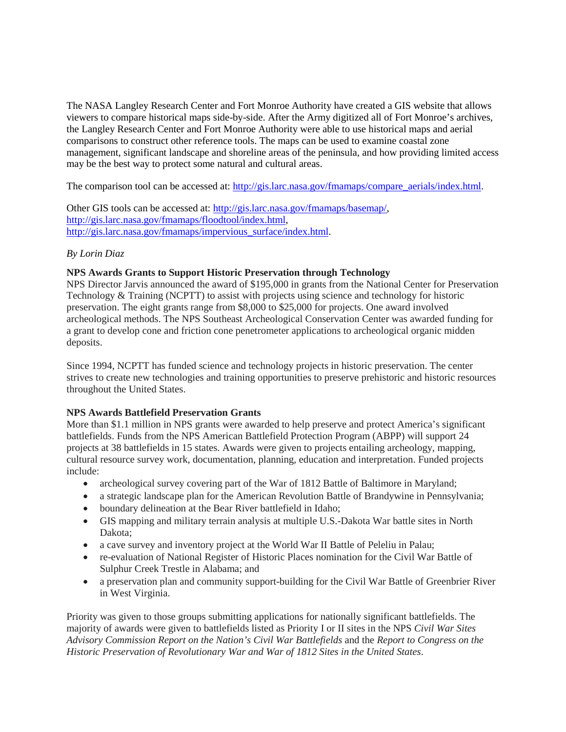The NASA Langley Research Center and Fort Monroe Authority have created a GIS website that allows viewers to compare historical maps side-by-side. After the Army digitized all of Fort Monroe's archives, the Langley Research Center and Fort Monroe Authority were able to use historical maps and aerial comparisons to construct other reference tools. The maps can be used to examine coastal zone management, significant landscape and shoreline areas of the peninsula, and how providing limited access may be the best way to protect some natural and cultural areas.

The comparison tool can be accessed at: [http://gis.larc.nasa.gov/fmamaps/compare_aerials/index.html](http://gis.larc.nasa.gov/fmamaps/compare_aerials/index.html).

Other GIS tools can be accessed at: [http://gis.larc.nasa.gov/fmamaps/basemap/](http://gis.larc.nasa.gov/fmamaps/basemap/), [http://gis.larc.nasa.gov/fmamaps/floodtool/index.html](http://gis.larc.nasa.gov/fmamaps/floodtool/index.html), [http://gis.larc.nasa.gov/fmamaps/impervious_surface/index.html](http://gis.larc.nasa.gov/fmamaps/impervious_surface/index.html).

*By Lorin Diaz*

**NPS Awards Grants to Support Historic Preservation through Technology**

NPS Director Jarvis announced the award of $195,000 in grants from the National Center for Preservation Technology & Training (NCPTT) to assist with projects using science and technology for historic preservation. The eight grants range from $8,000 to $25,000 for projects. One award involved archeological methods. The NPS Southeast Archeological Conservation Center was awarded funding for a grant to develop cone and friction cone penetrometer applications to archeological organic midden deposits.

Since 1994, NCPTT has funded science and technology projects in historic preservation. The center strives to create new technologies and training opportunities to preserve prehistoric and historic resources throughout the United States.

**NPS Awards Battlefield Preservation Grants**

More than $1.1 million in NPS grants were awarded to help preserve and protect America's significant battlefields. Funds from the NPS American Battlefield Protection Program (ABPP) will support 24 projects at 38 battlefields in 15 states. Awards were given to projects entailing archeology, mapping, cultural resource survey work, documentation, planning, education and interpretation. Funded projects include:

- archeological survey covering part of the War of 1812 Battle of Baltimore in Maryland;
- a strategic landscape plan for the American Revolution Battle of Brandywine in Pennsylvania;
- boundary delineation at the Bear River battlefield in Idaho;
- GIS mapping and military terrain analysis at multiple U.S.-Dakota War battle sites in North Dakota;
- a cave survey and inventory project at the World War II Battle of Peleliu in Palau;
- re-evaluation of National Register of Historic Places nomination for the Civil War Battle of Sulphur Creek Trestle in Alabama; and
- a preservation plan and community support-building for the Civil War Battle of Greenbrier River in West Virginia.

Priority was given to those groups submitting applications for nationally significant battlefields. The majority of awards were given to battlefields listed as Priority I or II sites in the NPS *Civil War Sites Advisory Commission Report on the Nation's Civil War Battlefields* and the *Report to Congress on the Historic Preservation of Revolutionary War and War of 1812 Sites in the United States*.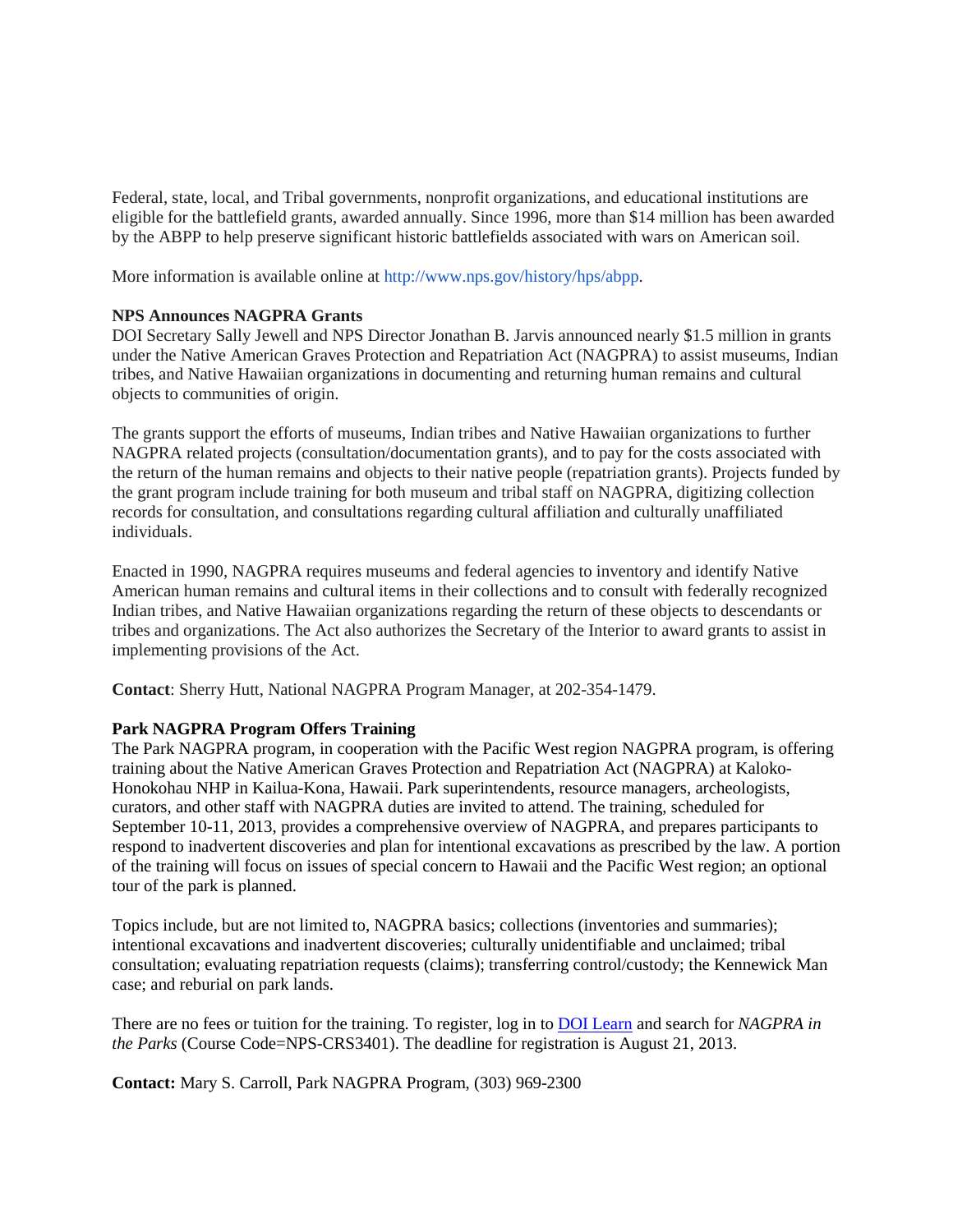Federal, state, local, and Tribal governments, nonprofit organizations, and educational institutions are eligible for the battlefield grants, awarded annually. Since 1996, more than $14 million has been awarded by the ABPP to help preserve significant historic battlefields associated with wars on American soil.

More information is available online at http://www.nps.gov/history/hps/abpp.

**NPS Announces NAGPRA Grants**

DOI Secretary Sally Jewell and NPS Director Jonathan B. Jarvis announced nearly $1.5 million in grants under the Native American Graves Protection and Repatriation Act (NAGPRA) to assist museums, Indian tribes, and Native Hawaiian organizations in documenting and returning human remains and cultural objects to communities of origin.

The grants support the efforts of museums, Indian tribes and Native Hawaiian organizations to further NAGPRA related projects (consultation/documentation grants), and to pay for the costs associated with the return of the human remains and objects to their native people (repatriation grants). Projects funded by the grant program include training for both museum and tribal staff on NAGPRA, digitizing collection records for consultation, and consultations regarding cultural affiliation and culturally unaffiliated individuals.

Enacted in 1990, NAGPRA requires museums and federal agencies to inventory and identify Native American human remains and cultural items in their collections and to consult with federally recognized Indian tribes, and Native Hawaiian organizations regarding the return of these objects to descendants or tribes and organizations. The Act also authorizes the Secretary of the Interior to award grants to assist in implementing provisions of the Act.

**Contact**: Sherry Hutt, National NAGPRA Program Manager, at 202-354-1479.

**Park NAGPRA Program Offers Training**

The Park NAGPRA program, in cooperation with the Pacific West region NAGPRA program, is offering training about the Native American Graves Protection and Repatriation Act (NAGPRA) at Kaloko-Honokohau NHP in Kailua-Kona, Hawaii. Park superintendents, resource managers, archeologists, curators, and other staff with NAGPRA duties are invited to attend. The training, scheduled for September 10-11, 2013, provides a comprehensive overview of NAGPRA, and prepares participants to respond to inadvertent discoveries and plan for intentional excavations as prescribed by the law. A portion of the training will focus on issues of special concern to Hawaii and the Pacific West region; an optional tour of the park is planned.

Topics include, but are not limited to, NAGPRA basics; collections (inventories and summaries); intentional excavations and inadvertent discoveries; culturally unidentifiable and unclaimed; tribal consultation; evaluating repatriation requests (claims); transferring control/custody; the Kennewick Man case; and reburial on park lands.

There are no fees or tuition for the training. To register, log in to DOI Learn and search for *NAGPRA in the Parks* (Course Code=NPS-CRS3401). The deadline for registration is August 21, 2013.

**Contact:** Mary S. Carroll, Park NAGPRA Program, (303) 969-2300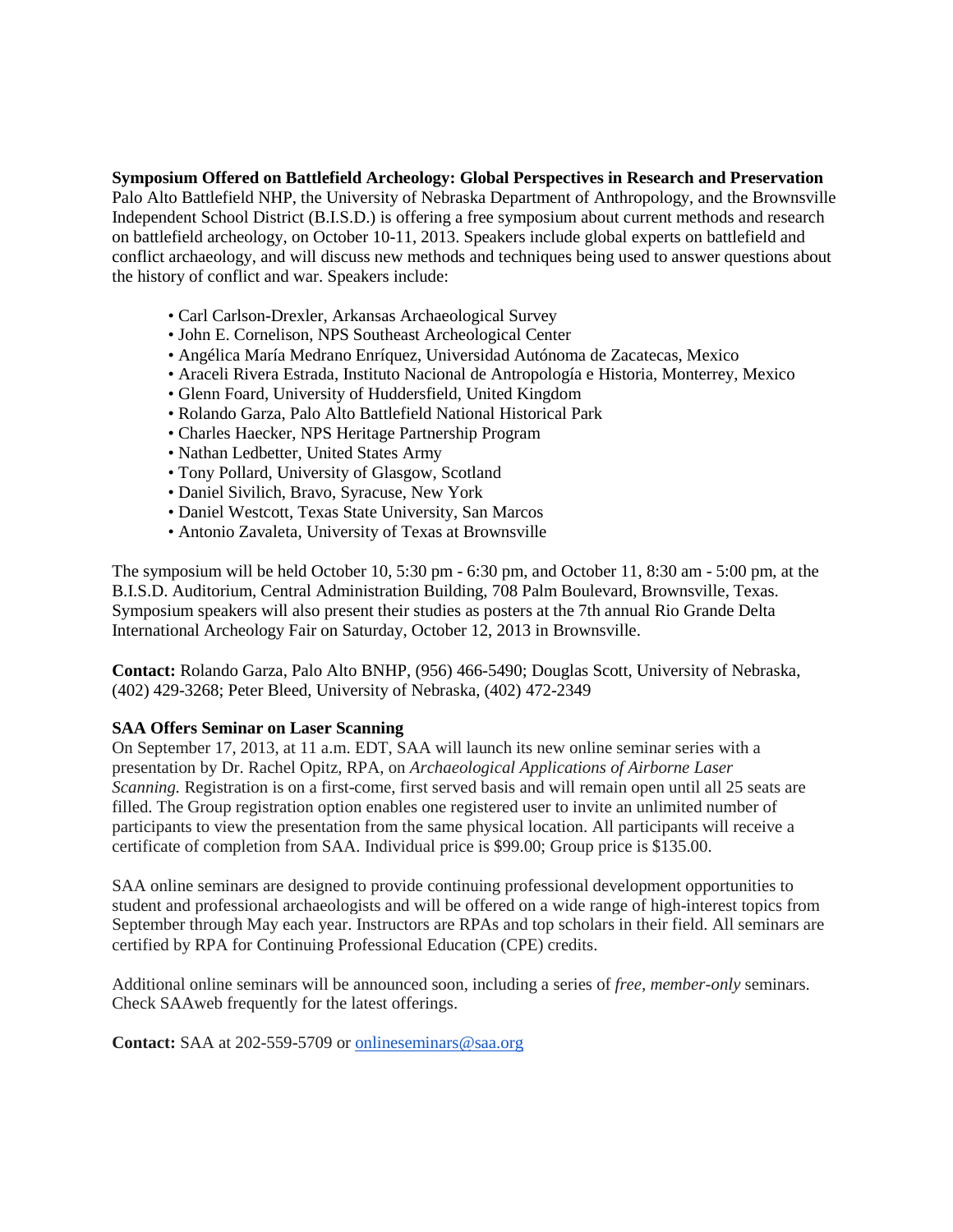**Symposium Offered on Battlefield Archeology: Global Perspectives in Research and Preservation**
Palo Alto Battlefield NHP, the University of Nebraska Department of Anthropology, and the Brownsville Independent School District (B.I.S.D.) is offering a free symposium about current methods and research on battlefield archeology, on October 10-11, 2013. Speakers include global experts on battlefield and conflict archaeology, and will discuss new methods and techniques being used to answer questions about the history of conflict and war. Speakers include:

- Carl Carlson-Drexler, Arkansas Archaeological Survey
- John E. Cornelison, NPS Southeast Archeological Center
- Angélica María Medrano Enríquez, Universidad Autónoma de Zacatecas, Mexico
- Araceli Rivera Estrada, Instituto Nacional de Antropología e Historia, Monterrey, Mexico
- Glenn Foard, University of Huddersfield, United Kingdom
- Rolando Garza, Palo Alto Battlefield National Historical Park
- Charles Haecker, NPS Heritage Partnership Program
- Nathan Ledbetter, United States Army
- Tony Pollard, University of Glasgow, Scotland
- Daniel Sivilich, Bravo, Syracuse, New York
- Daniel Westcott, Texas State University, San Marcos
- Antonio Zavaleta, University of Texas at Brownsville

The symposium will be held October 10, 5:30 pm - 6:30 pm, and October 11, 8:30 am - 5:00 pm, at the B.I.S.D. Auditorium, Central Administration Building, 708 Palm Boulevard, Brownsville, Texas. Symposium speakers will also present their studies as posters at the 7th annual Rio Grande Delta International Archeology Fair on Saturday, October 12, 2013 in Brownsville.

**Contact:** Rolando Garza, Palo Alto BNHP, (956) 466-5490; Douglas Scott, University of Nebraska, (402) 429-3268; Peter Bleed, University of Nebraska, (402) 472-2349

**SAA Offers Seminar on Laser Scanning**
On September 17, 2013, at 11 a.m. EDT, SAA will launch its new online seminar series with a presentation by Dr. Rachel Opitz, RPA, on *Archaeological Applications of Airborne Laser Scanning.* Registration is on a first-come, first served basis and will remain open until all 25 seats are filled. The Group registration option enables one registered user to invite an unlimited number of participants to view the presentation from the same physical location. All participants will receive a certificate of completion from SAA. Individual price is $99.00; Group price is $135.00.

SAA online seminars are designed to provide continuing professional development opportunities to student and professional archaeologists and will be offered on a wide range of high-interest topics from September through May each year. Instructors are RPAs and top scholars in their field. All seminars are certified by RPA for Continuing Professional Education (CPE) credits.

Additional online seminars will be announced soon, including a series of *free, member-only* seminars. Check SAAweb frequently for the latest offerings.

**Contact:** SAA at 202-559-5709 or onlineseminars@saa.org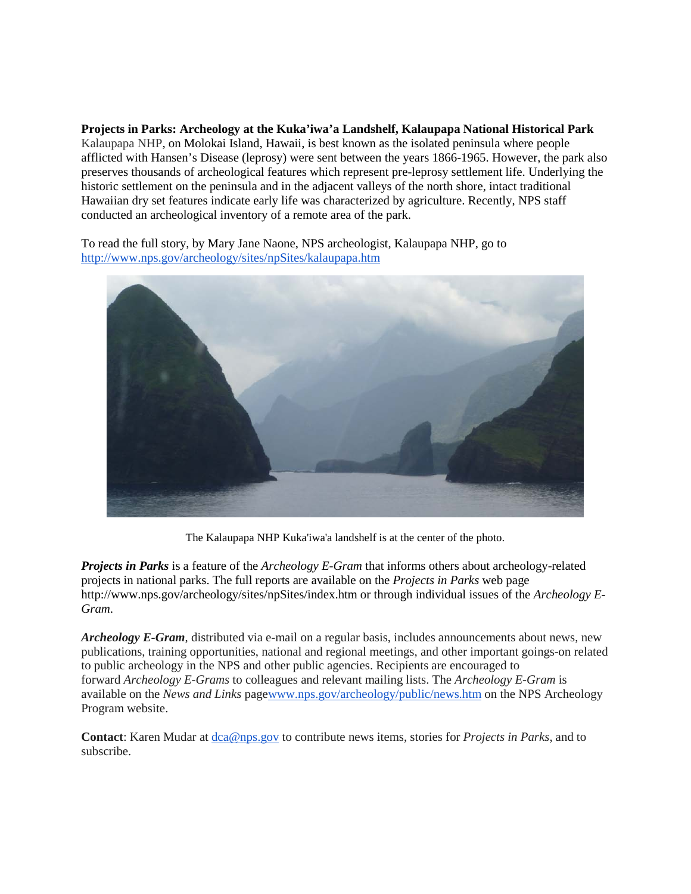**Projects in Parks: Archeology at the Kuka'iwa'a Landshelf, Kalaupapa National Historical Park**

Kalaupapa NHP, on Molokai Island, Hawaii, is best known as the isolated peninsula where people afflicted with Hansen's Disease (leprosy) were sent between the years 1866-1965. However, the park also preserves thousands of archeological features which represent pre-leprosy settlement life. Underlying the historic settlement on the peninsula and in the adjacent valleys of the north shore, intact traditional Hawaiian dry set features indicate early life was characterized by agriculture. Recently, NPS staff conducted an archeological inventory of a remote area of the park.

To read the full story, by Mary Jane Naone, NPS archeologist, Kalaupapa NHP, go to http://www.nps.gov/archeology/sites/npSites/kalaupapa.htm

The Kalaupapa NHP Kuka'iwa'a landshelf is at the center of the photo.

***Projects in Parks*** is a feature of the *Archeology E-Gram* that informs others about archeology-related projects in national parks. The full reports are available on the *Projects in Parks* web page http://www.nps.gov/archeology/sites/npSites/index.htm or through individual issues of the *Archeology E-Gram*.

***Archeology E-Gram***, distributed via e-mail on a regular basis, includes announcements about news, new publications, training opportunities, national and regional meetings, and other important goings-on related to public archeology in the NPS and other public agencies. Recipients are encouraged to forward *Archeology E-Grams* to colleagues and relevant mailing lists. The *Archeology E-Gram* is available on the *News and Links* pagewww.nps.gov/archeology/public/news.htm on the NPS Archeology Program website.

**Contact**: Karen Mudar at dca@nps.gov to contribute news items, stories for *Projects in Parks*, and to subscribe.